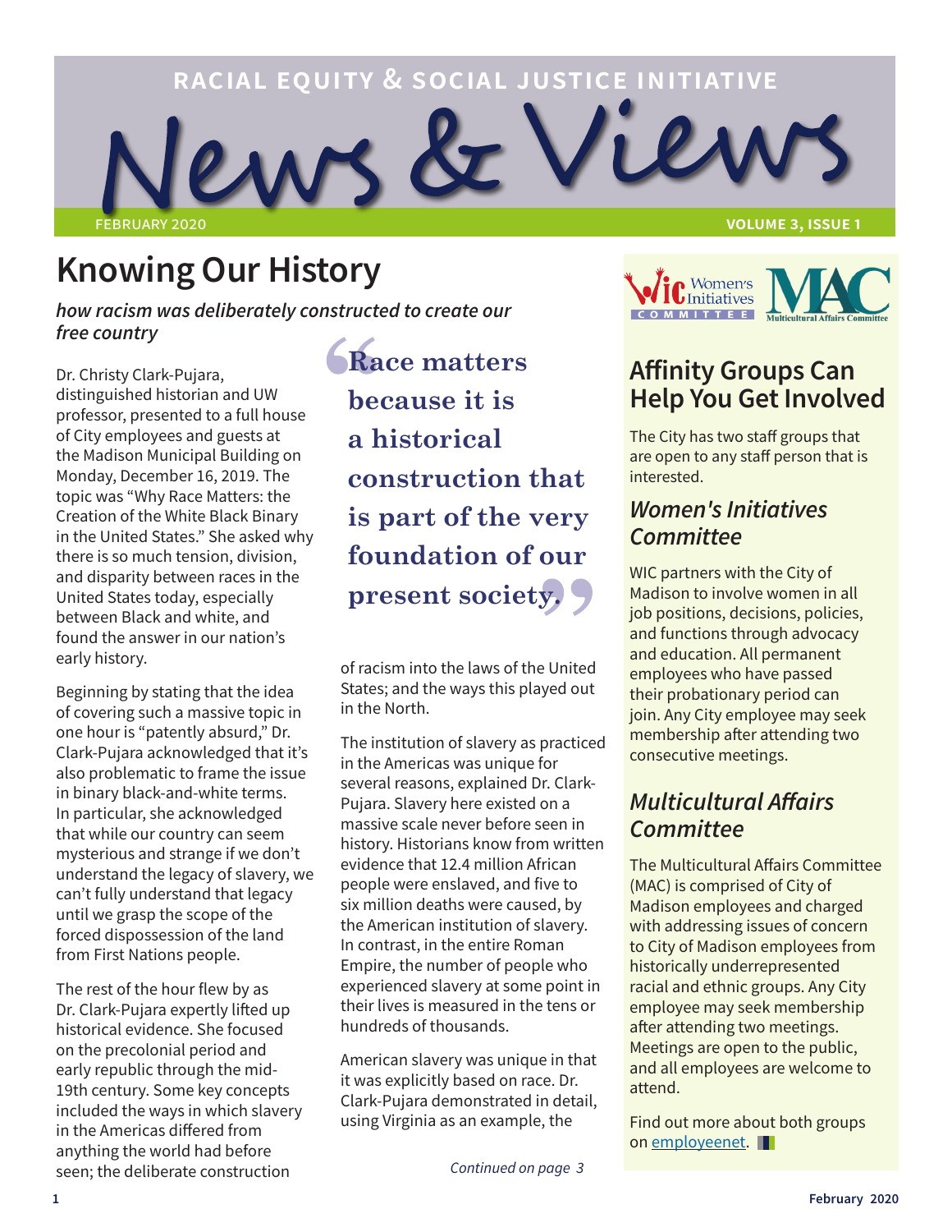RACIAL EQUITY & SOCIAL JUSTICE INITIATIVE

# News & Views

FEBRUARY 2020 — VOLUME 3, ISSUE 1

## Knowing Our History

*how racism was deliberately constructed to create our free country*

Dr. Christy Clark-Pujara, distinguished historian and UW professor, presented to a full house of City employees and guests at the Madison Municipal Building on Monday, December 16, 2019. The topic was "Why Race Matters: the Creation of the White Black Binary in the United States." She asked why there is so much tension, division, and disparity between races in the United States today, especially between Black and white, and found the answer in our nation's early history.

Beginning by stating that the idea of covering such a massive topic in one hour is "patently absurd," Dr. Clark-Pujara acknowledged that it's also problematic to frame the issue in binary black-and-white terms. In particular, she acknowledged that while our country can seem mysterious and strange if we don't understand the legacy of slavery, we can't fully understand that legacy until we grasp the scope of the forced dispossession of the land from First Nations people.

The rest of the hour flew by as Dr. Clark-Pujara expertly lifted up historical evidence. She focused on the precolonial period and early republic through the mid-19th century. Some key concepts included the ways in which slavery in the Americas differed from anything the world had before seen; the deliberate construction of racism into the laws of the United States; and the ways this played out in the North.

> **"Race matters because it is a historical construction that is part of the very foundation of our present society."**

The institution of slavery as practiced in the Americas was unique for several reasons, explained Dr. Clark-Pujara. Slavery here existed on a massive scale never before seen in history. Historians know from written evidence that 12.4 million African people were enslaved, and five to six million deaths were caused, by the American institution of slavery. In contrast, in the entire Roman Empire, the number of people who experienced slavery at some point in their lives is measured in the tens or hundreds of thousands.

American slavery was unique in that it was explicitly based on race. Dr. Clark-Pujara demonstrated in detail, using Virginia as an example, the

*Continued on page 3*

## Affinity Groups Can Help You Get Involved

The City has two staff groups that are open to any staff person that is interested.

### *Women's Initiatives Committee*

WIC partners with the City of Madison to involve women in all job positions, decisions, policies, and functions through advocacy and education. All permanent employees who have passed their probationary period can join. Any City employee may seek membership after attending two consecutive meetings.

### *Multicultural Affairs Committee*

The Multicultural Affairs Committee (MAC) is comprised of City of Madison employees and charged with addressing issues of concern to City of Madison employees from historically underrepresented racial and ethnic groups. Any City employee may seek membership after attending two meetings. Meetings are open to the public, and all employees are welcome to attend.

Find out more about both groups on [employeenet](employeenet).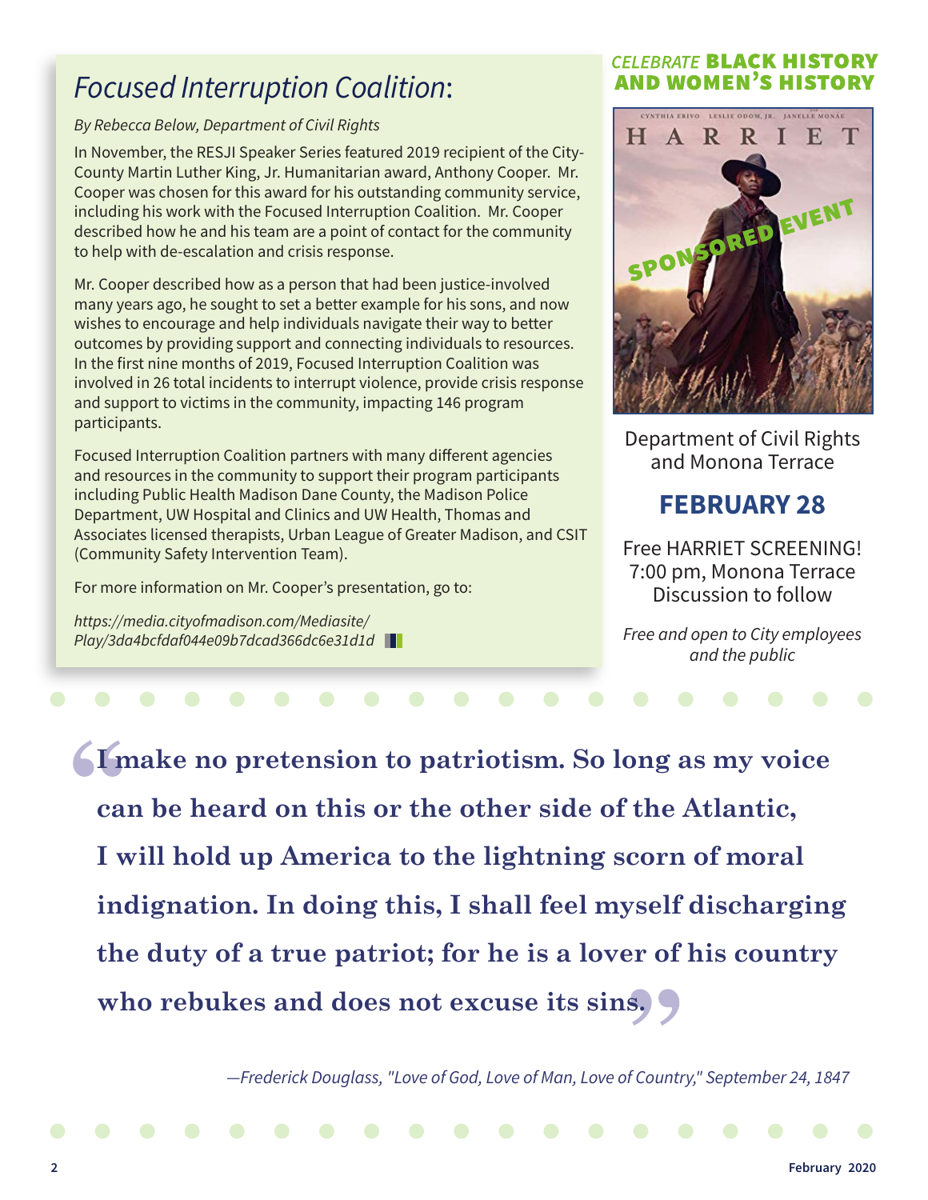## *Focused Interruption Coalition*:

*By Rebecca Below, Department of Civil Rights*

In November, the RESJI Speaker Series featured 2019 recipient of the City-County Martin Luther King, Jr. Humanitarian award, Anthony Cooper. Mr. Cooper was chosen for this award for his outstanding community service, including his work with the Focused Interruption Coalition. Mr. Cooper described how he and his team are a point of contact for the community to help with de-escalation and crisis response.

Mr. Cooper described how as a person that had been justice-involved many years ago, he sought to set a better example for his sons, and now wishes to encourage and help individuals navigate their way to better outcomes by providing support and connecting individuals to resources. In the first nine months of 2019, Focused Interruption Coalition was involved in 26 total incidents to interrupt violence, provide crisis response and support to victims in the community, impacting 146 program participants.

Focused Interruption Coalition partners with many different agencies and resources in the community to support their program participants including Public Health Madison Dane County, the Madison Police Department, UW Hospital and Clinics and UW Health, Thomas and Associates licensed therapists, Urban League of Greater Madison, and CSIT (Community Safety Intervention Team).

For more information on Mr. Cooper's presentation, go to:

*https://media.cityofmadison.com/Mediasite/Play/3da4bcfdaf044e09b7dcad366dc6e31d1d*

*CELEBRATE* **BLACK HISTORY AND WOMEN'S HISTORY**

SPONSORED EVENT

Department of Civil Rights and Monona Terrace

## FEBRUARY 28

Free HARRIET SCREENING!
7:00 pm, Monona Terrace
Discussion to follow

*Free and open to City employees and the public*

> **"I make no pretension to patriotism. So long as my voice can be heard on this or the other side of the Atlantic, I will hold up America to the lightning scorn of moral indignation. In doing this, I shall feel myself discharging the duty of a true patriot; for he is a lover of his country who rebukes and does not excuse its sins."**

*—Frederick Douglass, "Love of God, Love of Man, Love of Country," September 24, 1847*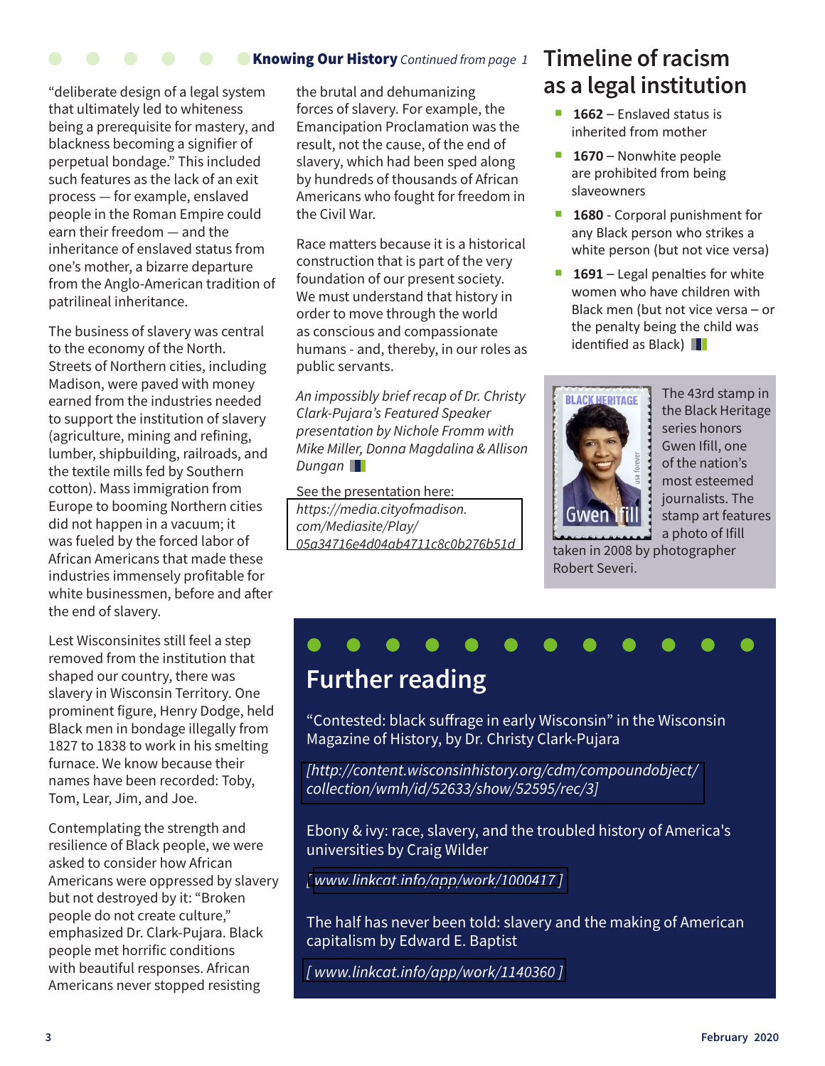**Knowing Our History** *Continued from page 1*

"deliberate design of a legal system that ultimately led to whiteness being a prerequisite for mastery, and blackness becoming a signifier of perpetual bondage." This included such features as the lack of an exit process — for example, enslaved people in the Roman Empire could earn their freedom — and the inheritance of enslaved status from one's mother, a bizarre departure from the Anglo-American tradition of patrilineal inheritance.

The business of slavery was central to the economy of the North. Streets of Northern cities, including Madison, were paved with money earned from the industries needed to support the institution of slavery (agriculture, mining and refining, lumber, shipbuilding, railroads, and the textile mills fed by Southern cotton). Mass immigration from Europe to booming Northern cities did not happen in a vacuum; it was fueled by the forced labor of African Americans that made these industries immensely profitable for white businessmen, before and after the end of slavery.

Lest Wisconsinites still feel a step removed from the institution that shaped our country, there was slavery in Wisconsin Territory. One prominent figure, Henry Dodge, held Black men in bondage illegally from 1827 to 1838 to work in his smelting furnace. We know because their names have been recorded: Toby, Tom, Lear, Jim, and Joe.

Contemplating the strength and resilience of Black people, we were asked to consider how African Americans were oppressed by slavery but not destroyed by it: "Broken people do not create culture," emphasized Dr. Clark-Pujara. Black people met horrific conditions with beautiful responses. African Americans never stopped resisting the brutal and dehumanizing forces of slavery. For example, the Emancipation Proclamation was the result, not the cause, of the end of slavery, which had been sped along by hundreds of thousands of African Americans who fought for freedom in the Civil War.

Race matters because it is a historical construction that is part of the very foundation of our present society. We must understand that history in order to move through the world as conscious and compassionate humans - and, thereby, in our roles as public servants.

*An impossibly brief recap of Dr. Christy Clark-Pujara's Featured Speaker presentation by Nichole Fromm with Mike Miller, Donna Magdalina & Allison Dungan*

See the presentation here:
*https://media.cityofmadison.com/Mediasite/Play/05a34716e4d04ab4711c8c0b276b51d*

## Timeline of racism as a legal institution

- **1662** – Enslaved status is inherited from mother
- **1670** – Nonwhite people are prohibited from being slaveowners
- **1680** - Corporal punishment for any Black person who strikes a white person (but not vice versa)
- **1691** – Legal penalties for white women who have children with Black men (but not vice versa – or the penalty being the child was identified as Black)

The 43rd stamp in the Black Heritage series honors Gwen Ifill, one of the nation's most esteemed journalists. The stamp art features a photo of Ifill taken in 2008 by photographer Robert Severi.

## Further reading

"Contested: black suffrage in early Wisconsin" in the Wisconsin Magazine of History, by Dr. Christy Clark-Pujara

*[http://content.wisconsinhistory.org/cdm/compoundobject/collection/wmh/id/52633/show/52595/rec/3]*

Ebony & ivy: race, slavery, and the troubled history of America's universities by Craig Wilder

*[ www.linkcat.info/app/work/1000417 ]*

The half has never been told: slavery and the making of American capitalism by Edward E. Baptist

*[ www.linkcat.info/app/work/1140360 ]*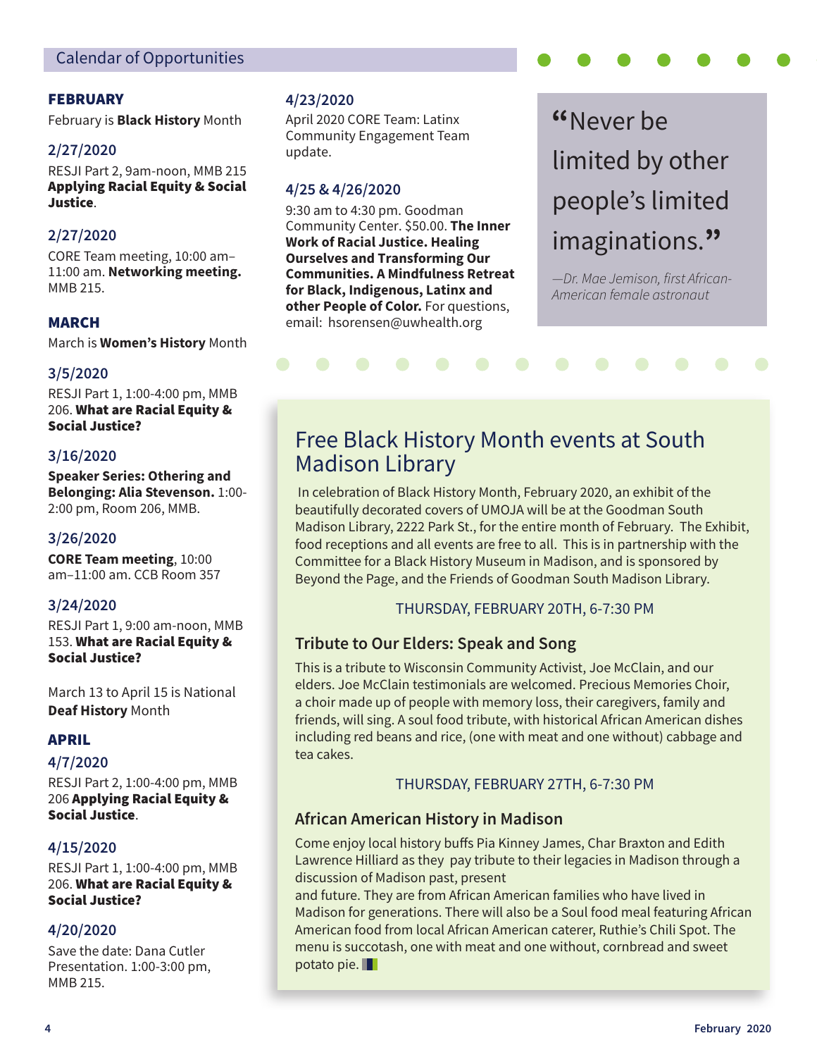## Calendar of Opportunities

### FEBRUARY

February is **Black History** Month

**2/27/2020**

RESJI Part 2, 9am-noon, MMB 215 **Applying Racial Equity & Social Justice**.

**2/27/2020**

CORE Team meeting, 10:00 am–11:00 am. **Networking meeting.** MMB 215.

### MARCH

March is **Women's History** Month

**3/5/2020**

RESJI Part 1, 1:00-4:00 pm, MMB 206. **What are Racial Equity & Social Justice?**

**3/16/2020**

**Speaker Series: Othering and Belonging: Alia Stevenson.** 1:00-2:00 pm, Room 206, MMB.

**3/26/2020**

**CORE Team meeting**, 10:00 am–11:00 am. CCB Room 357

**3/24/2020**

RESJI Part 1, 9:00 am-noon, MMB 153. **What are Racial Equity & Social Justice?**

March 13 to April 15 is National **Deaf History** Month

### APRIL

**4/7/2020**

RESJI Part 2, 1:00-4:00 pm, MMB 206 **Applying Racial Equity & Social Justice**.

**4/15/2020**

RESJI Part 1, 1:00-4:00 pm, MMB 206. **What are Racial Equity & Social Justice?**

**4/20/2020**

Save the date: Dana Cutler Presentation. 1:00-3:00 pm, MMB 215.

**4/23/2020**

April 2020 CORE Team: Latinx Community Engagement Team update.

**4/25 & 4/26/2020**

9:30 am to 4:30 pm. Goodman Community Center. $50.00. **The Inner Work of Racial Justice. Healing Ourselves and Transforming Our Communities. A Mindfulness Retreat for Black, Indigenous, Latinx and other People of Color.** For questions, email: hsorensen@uwhealth.org

> "Never be limited by other people's limited imaginations."
>
> *—Dr. Mae Jemison, first African-American female astronaut*

## Free Black History Month events at South Madison Library

In celebration of Black History Month, February 2020, an exhibit of the beautifully decorated covers of UMOJA will be at the Goodman South Madison Library, 2222 Park St., for the entire month of February. The Exhibit, food receptions and all events are free to all. This is in partnership with the Committee for a Black History Museum in Madison, and is sponsored by Beyond the Page, and the Friends of Goodman South Madison Library.

THURSDAY, FEBRUARY 20TH, 6-7:30 PM

### Tribute to Our Elders: Speak and Song

This is a tribute to Wisconsin Community Activist, Joe McClain, and our elders. Joe McClain testimonials are welcomed. Precious Memories Choir, a choir made up of people with memory loss, their caregivers, family and friends, will sing. A soul food tribute, with historical African American dishes including red beans and rice, (one with meat and one without) cabbage and tea cakes.

THURSDAY, FEBRUARY 27TH, 6-7:30 PM

### African American History in Madison

Come enjoy local history buffs Pia Kinney James, Char Braxton and Edith Lawrence Hilliard as they pay tribute to their legacies in Madison through a discussion of Madison past, present and future. They are from African American families who have lived in Madison for generations. There will also be a Soul food meal featuring African American food from local African American caterer, Ruthie's Chili Spot. The menu is succotash, one with meat and one without, cornbread and sweet potato pie.